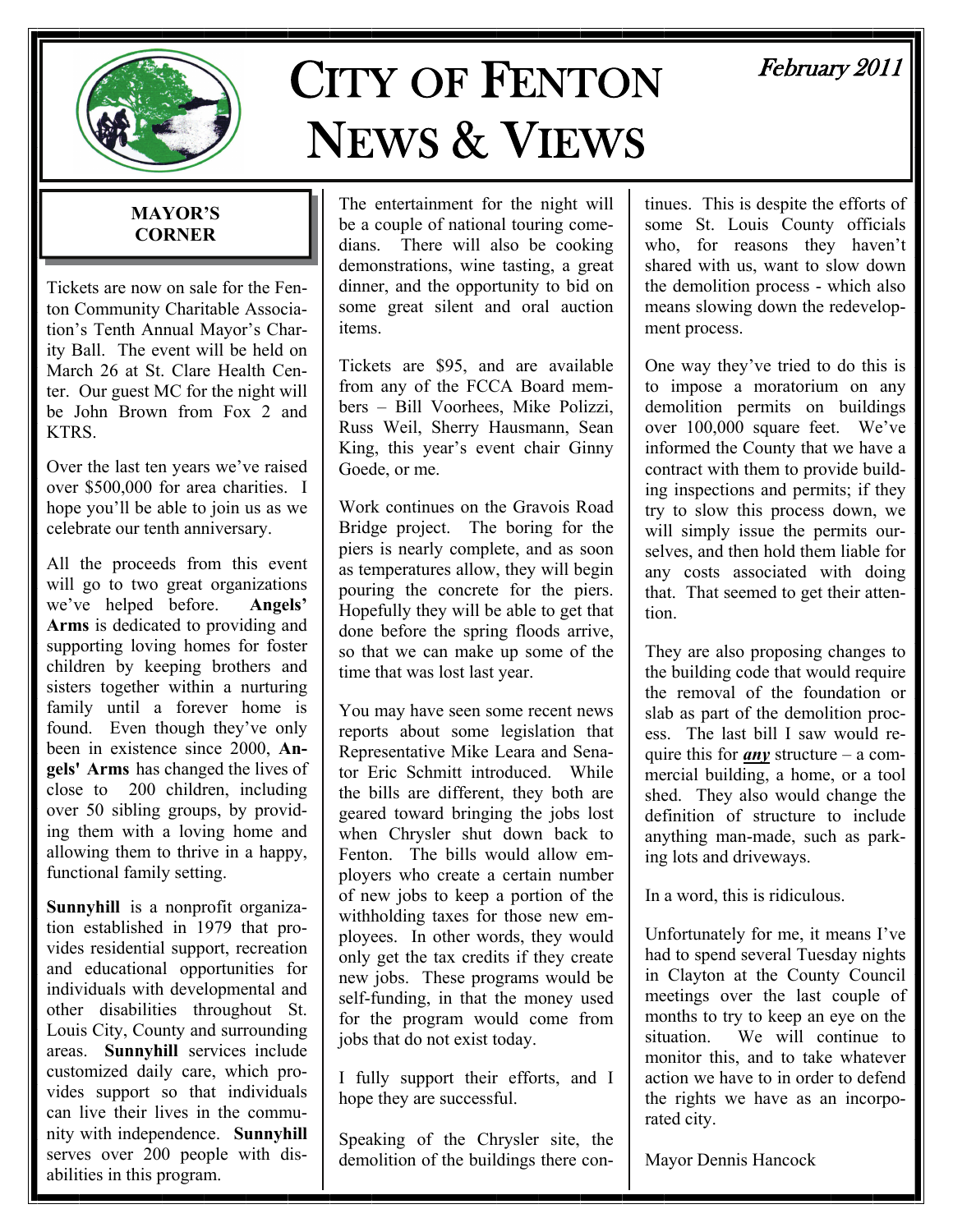# CITY OF FENTON NEWS & VIEWS

*February 2011*

## MAYOR'S CORNER

Tickets are now on sale for the Fenton Community Charitable Association's Tenth Annual Mayor's Charity Ball. The event will be held on March 26 at St. Clare Health Center. Our guest MC for the night will be John Brown from Fox 2 and KTRS.

Over the last ten years we've raised over $500,000 for area charities. I hope you'll be able to join us as we celebrate our tenth anniversary.

All the proceeds from this event will go to two great organizations we've helped before. **Angels' Arms** is dedicated to providing and supporting loving homes for foster children by keeping brothers and sisters together within a nurturing family until a forever home is found. Even though they've only been in existence since 2000, **Angels' Arms** has changed the lives of close to 200 children, including over 50 sibling groups, by providing them with a loving home and allowing them to thrive in a happy, functional family setting.

**Sunnyhill** is a nonprofit organization established in 1979 that provides residential support, recreation and educational opportunities for individuals with developmental and other disabilities throughout St. Louis City, County and surrounding areas. **Sunnyhill** services include customized daily care, which provides support so that individuals can live their lives in the community with independence. **Sunnyhill** serves over 200 people with disabilities in this program.

The entertainment for the night will be a couple of national touring comedians. There will also be cooking demonstrations, wine tasting, a great dinner, and the opportunity to bid on some great silent and oral auction items.

Tickets are $95, and are available from any of the FCCA Board members – Bill Voorhees, Mike Polizzi, Russ Weil, Sherry Hausmann, Sean King, this year's event chair Ginny Goede, or me.

Work continues on the Gravois Road Bridge project. The boring for the piers is nearly complete, and as soon as temperatures allow, they will begin pouring the concrete for the piers. Hopefully they will be able to get that done before the spring floods arrive, so that we can make up some of the time that was lost last year.

You may have seen some recent news reports about some legislation that Representative Mike Leara and Senator Eric Schmitt introduced. While the bills are different, they both are geared toward bringing the jobs lost when Chrysler shut down back to Fenton. The bills would allow employers who create a certain number of new jobs to keep a portion of the withholding taxes for those new employees. In other words, they would only get the tax credits if they create new jobs. These programs would be self-funding, in that the money used for the program would come from jobs that do not exist today.

I fully support their efforts, and I hope they are successful.

Speaking of the Chrysler site, the demolition of the buildings there continues. This is despite the efforts of some St. Louis County officials who, for reasons they haven't shared with us, want to slow down the demolition process - which also means slowing down the redevelopment process.

One way they've tried to do this is to impose a moratorium on any demolition permits on buildings over 100,000 square feet. We've informed the County that we have a contract with them to provide building inspections and permits; if they try to slow this process down, we will simply issue the permits ourselves, and then hold them liable for any costs associated with doing that. That seemed to get their attention.

They are also proposing changes to the building code that would require the removal of the foundation or slab as part of the demolition process. The last bill I saw would require this for ***<u>any</u>*** structure – a commercial building, a home, or a tool shed. They also would change the definition of structure to include anything man-made, such as parking lots and driveways.

In a word, this is ridiculous.

Unfortunately for me, it means I've had to spend several Tuesday nights in Clayton at the County Council meetings over the last couple of months to try to keep an eye on the situation. We will continue to monitor this, and to take whatever action we have to in order to defend the rights we have as an incorporated city.

Mayor Dennis Hancock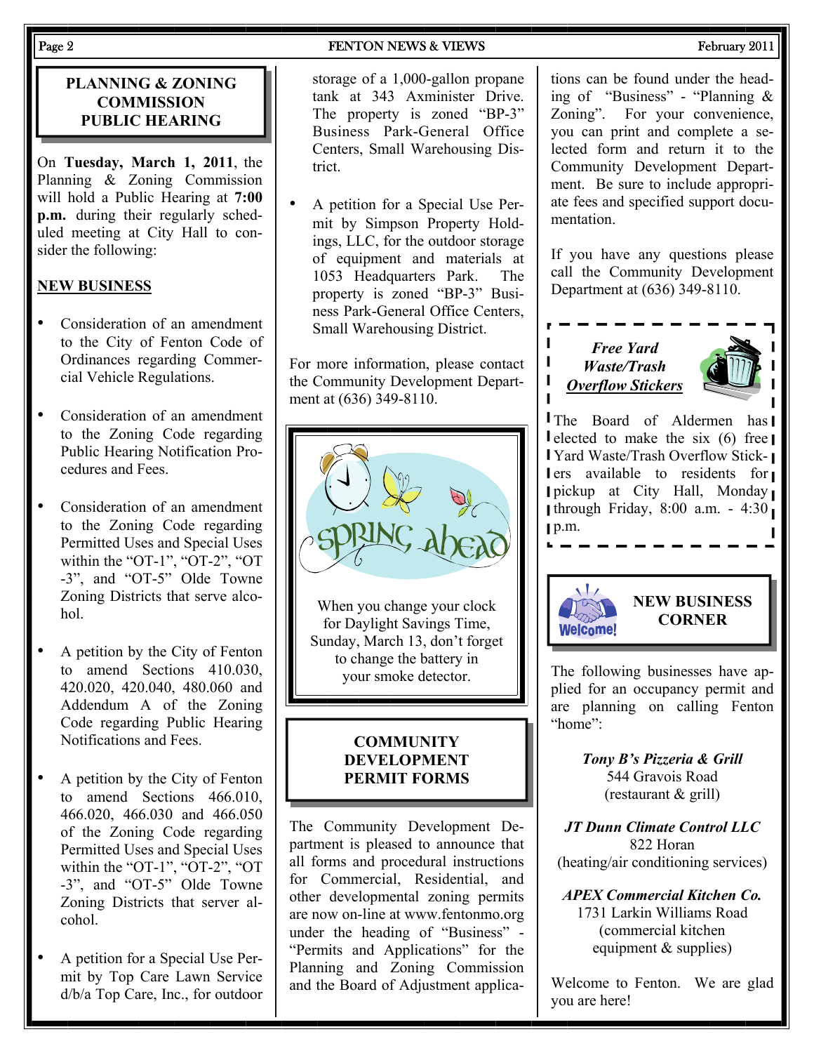## PLANNING & ZONING COMMISSION PUBLIC HEARING

On **Tuesday, March 1, 2011**, the Planning & Zoning Commission will hold a Public Hearing at **7:00 p.m.** during their regularly scheduled meeting at City Hall to consider the following:

**NEW BUSINESS**

- Consideration of an amendment to the City of Fenton Code of Ordinances regarding Commercial Vehicle Regulations.
- Consideration of an amendment to the Zoning Code regarding Public Hearing Notification Procedures and Fees.
- Consideration of an amendment to the Zoning Code regarding Permitted Uses and Special Uses within the "OT-1", "OT-2", "OT-3", and "OT-5" Olde Towne Zoning Districts that serve alcohol.
- A petition by the City of Fenton to amend Sections 410.030, 420.020, 420.040, 480.060 and Addendum A of the Zoning Code regarding Public Hearing Notifications and Fees.
- A petition by the City of Fenton to amend Sections 466.010, 466.020, 466.030 and 466.050 of the Zoning Code regarding Permitted Uses and Special Uses within the "OT-1", "OT-2", "OT-3", and "OT-5" Olde Towne Zoning Districts that server alcohol.
- A petition for a Special Use Permit by Top Care Lawn Service d/b/a Top Care, Inc., for outdoor storage of a 1,000-gallon propane tank at 343 Axminister Drive. The property is zoned "BP-3" Business Park-General Office Centers, Small Warehousing District.
- A petition for a Special Use Permit by Simpson Property Holdings, LLC, for the outdoor storage of equipment and materials at 1053 Headquarters Park. The property is zoned "BP-3" Business Park-General Office Centers, Small Warehousing District.

For more information, please contact the Community Development Department at (636) 349-8110.

SPRING ahead

When you change your clock for Daylight Savings Time, Sunday, March 13, don't forget to change the battery in your smoke detector.

## COMMUNITY DEVELOPMENT PERMIT FORMS

The Community Development Department is pleased to announce that all forms and procedural instructions for Commercial, Residential, and other developmental zoning permits are now on-line at www.fentonmo.org under the heading of "Business" - "Permits and Applications" for the Planning and Zoning Commission and the Board of Adjustment applications can be found under the heading of "Business" - "Planning & Zoning". For your convenience, you can print and complete a selected form and return it to the Community Development Department. Be sure to include appropriate fees and specified support documentation.

If you have any questions please call the Community Development Department at (636) 349-8110.

### *Free Yard Waste/Trash* *__Overflow Stickers__*

The Board of Aldermen has elected to make the six (6) free Yard Waste/Trash Overflow Stickers available to residents for pickup at City Hall, Monday through Friday, 8:00 a.m. - 4:30 p.m.

## NEW BUSINESS CORNER

The following businesses have applied for an occupancy permit and are planning on calling Fenton "home":

***Tony B's Pizzeria & Grill***
544 Gravois Road
(restaurant & grill)

***JT Dunn Climate Control LLC***
822 Horan
(heating/air conditioning services)

***APEX Commercial Kitchen Co.***
1731 Larkin Williams Road
(commercial kitchen equipment & supplies)

Welcome to Fenton. We are glad you are here!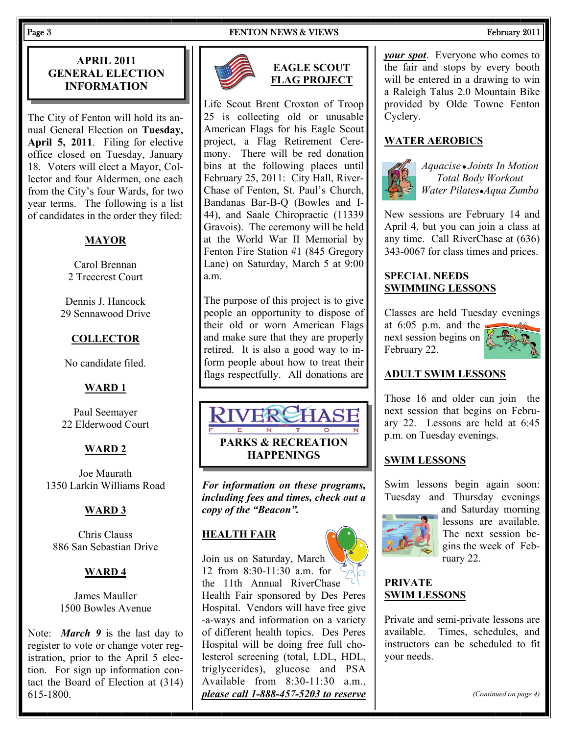## APRIL 2011 GENERAL ELECTION INFORMATION

The City of Fenton will hold its annual General Election on **Tuesday, April 5, 2011**. Filing for elective office closed on Tuesday, January 18. Voters will elect a Mayor, Collector and four Aldermen, one each from the City's four Wards, for two year terms. The following is a list of candidates in the order they filed:

**MAYOR**

Carol Brennan
2 Treecrest Court

Dennis J. Hancock
29 Sennawood Drive

**COLLECTOR**

No candidate filed.

**WARD 1**

Paul Seemayer
22 Elderwood Court

**WARD 2**

Joe Maurath
1350 Larkin Williams Road

**WARD 3**

Chris Clauss
886 San Sebastian Drive

**WARD 4**

James Mauller
1500 Bowles Avenue

Note: ***March 9*** is the last day to register to vote or change voter registration, prior to the April 5 election. For sign up information contact the Board of Election at (314) 615-1800.

## EAGLE SCOUT FLAG PROJECT

Life Scout Brent Croxton of Troop 25 is collecting old or unusable American Flags for his Eagle Scout project, a Flag Retirement Ceremony. There will be red donation bins at the following places until February 25, 2011: City Hall, RiverChase of Fenton, St. Paul's Church, Bandanas Bar-B-Q (Bowles and I-44), and Saale Chiropractic (11339 Gravois). The ceremony will be held at the World War II Memorial by Fenton Fire Station #1 (845 Gregory Lane) on Saturday, March 5 at 9:00 a.m.

The purpose of this project is to give people an opportunity to dispose of their old or worn American Flags and make sure that they are properly retired. It is also a good way to inform people about how to treat their flags respectfully. All donations are

## RIVERCHASE OF FENTON PARKS & RECREATION HAPPENINGS

***For information on these programs, including fees and times, check out a copy of the "Beacon".***

**HEALTH FAIR**

Join us on Saturday, March 12 from 8:30-11:30 a.m. for the 11th Annual RiverChase Health Fair sponsored by Des Peres Hospital. Vendors will have free give-a-ways and information on a variety of different health topics. Des Peres Hospital will be doing free full cholesterol screening (total, LDL, HDL, triglycerides), glucose and PSA Available from 8:30-11:30 a.m., ***please call 1-888-457-5203 to reserve your spot***. Everyone who comes to the fair and stops by every booth will be entered in a drawing to win a Raleigh Talus 2.0 Mountain Bike provided by Olde Towne Fenton Cyclery.

**WATER AEROBICS**

*Aquacise • Joints In Motion*
*Total Body Workout*
*Water Pilates•Aqua Zumba*

New sessions are February 14 and April 4, but you can join a class at any time. Call RiverChase at (636) 343-0067 for class times and prices.

**SPECIAL NEEDS SWIMMING LESSONS**

Classes are held Tuesday evenings at 6:05 p.m. and the next session begins on February 22.

**ADULT SWIM LESSONS**

Those 16 and older can join the next session that begins on February 22. Lessons are held at 6:45 p.m. on Tuesday evenings.

**SWIM LESSONS**

Swim lessons begin again soon: Tuesday and Thursday evenings and Saturday morning lessons are available. The next session begins the week of February 22.

**PRIVATE SWIM LESSONS**

Private and semi-private lessons are available. Times, schedules, and instructors can be scheduled to fit your needs.

*(Continued on page 4)*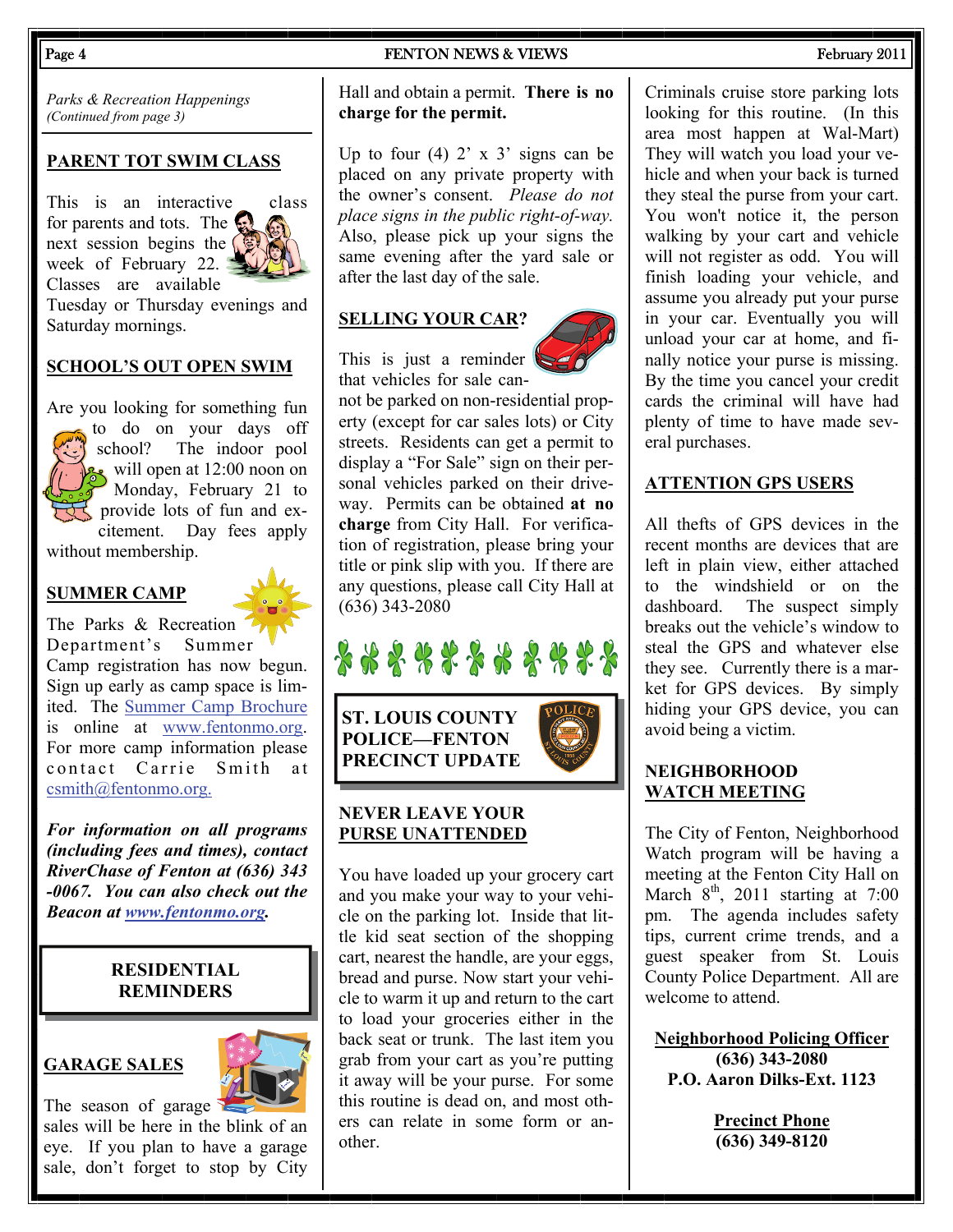*Parks & Recreation Happenings*
*(Continued from page 3)*

## PARENT TOT SWIM CLASS

This is an interactive class for parents and tots. The next session begins the week of February 22. Classes are available Tuesday or Thursday evenings and Saturday mornings.

## SCHOOL'S OUT OPEN SWIM

Are you looking for something fun to do on your days off school? The indoor pool will open at 12:00 noon on Monday, February 21 to provide lots of fun and excitement. Day fees apply without membership.

## SUMMER CAMP

The Parks & Recreation Department's Summer Camp registration has now begun. Sign up early as camp space is limited. The Summer Camp Brochure is online at www.fentonmo.org. For more camp information please contact Carrie Smith at csmith@fentonmo.org.

***For information on all programs (including fees and times), contact RiverChase of Fenton at (636) 343-0067. You can also check out the Beacon at www.fentonmo.org.***

# RESIDENTIAL REMINDERS

## GARAGE SALES

The season of garage sales will be here in the blink of an eye. If you plan to have a garage sale, don't forget to stop by City Hall and obtain a permit. **There is no charge for the permit.**

Up to four (4) 2' x 3' signs can be placed on any private property with the owner's consent. *Please do not place signs in the public right-of-way.* Also, please pick up your signs the same evening after the yard sale or after the last day of the sale.

## SELLING YOUR CAR?

This is just a reminder that vehicles for sale cannot be parked on non-residential property (except for car sales lots) or City streets. Residents can get a permit to display a "For Sale" sign on their personal vehicles parked on their driveway. Permits can be obtained **at no charge** from City Hall. For verification of registration, please bring your title or pink slip with you. If there are any questions, please call City Hall at (636) 343-2080

# ST. LOUIS COUNTY POLICE—FENTON PRECINCT UPDATE

## NEVER LEAVE YOUR PURSE UNATTENDED

You have loaded up your grocery cart and you make your way to your vehicle on the parking lot. Inside that little kid seat section of the shopping cart, nearest the handle, are your eggs, bread and purse. Now start your vehicle to warm it up and return to the cart to load your groceries either in the back seat or trunk. The last item you grab from your cart as you're putting it away will be your purse. For some this routine is dead on, and most others can relate in some form or another.

Criminals cruise store parking lots looking for this routine. (In this area most happen at Wal-Mart) They will watch you load your vehicle and when your back is turned they steal the purse from your cart. You won't notice it, the person walking by your cart and vehicle will not register as odd. You will finish loading your vehicle, and assume you already put your purse in your car. Eventually you will unload your car at home, and finally notice your purse is missing. By the time you cancel your credit cards the criminal will have had plenty of time to have made several purchases.

## ATTENTION GPS USERS

All thefts of GPS devices in the recent months are devices that are left in plain view, either attached to the windshield or on the dashboard. The suspect simply breaks out the vehicle's window to steal the GPS and whatever else they see. Currently there is a market for GPS devices. By simply hiding your GPS device, you can avoid being a victim.

## NEIGHBORHOOD WATCH MEETING

The City of Fenton, Neighborhood Watch program will be having a meeting at the Fenton City Hall on March 8th, 2011 starting at 7:00 pm. The agenda includes safety tips, current crime trends, and a guest speaker from St. Louis County Police Department. All are welcome to attend.

**Neighborhood Policing Officer**
**(636) 343-2080**
**P.O. Aaron Dilks-Ext. 1123**

**Precinct Phone**
**(636) 349-8120**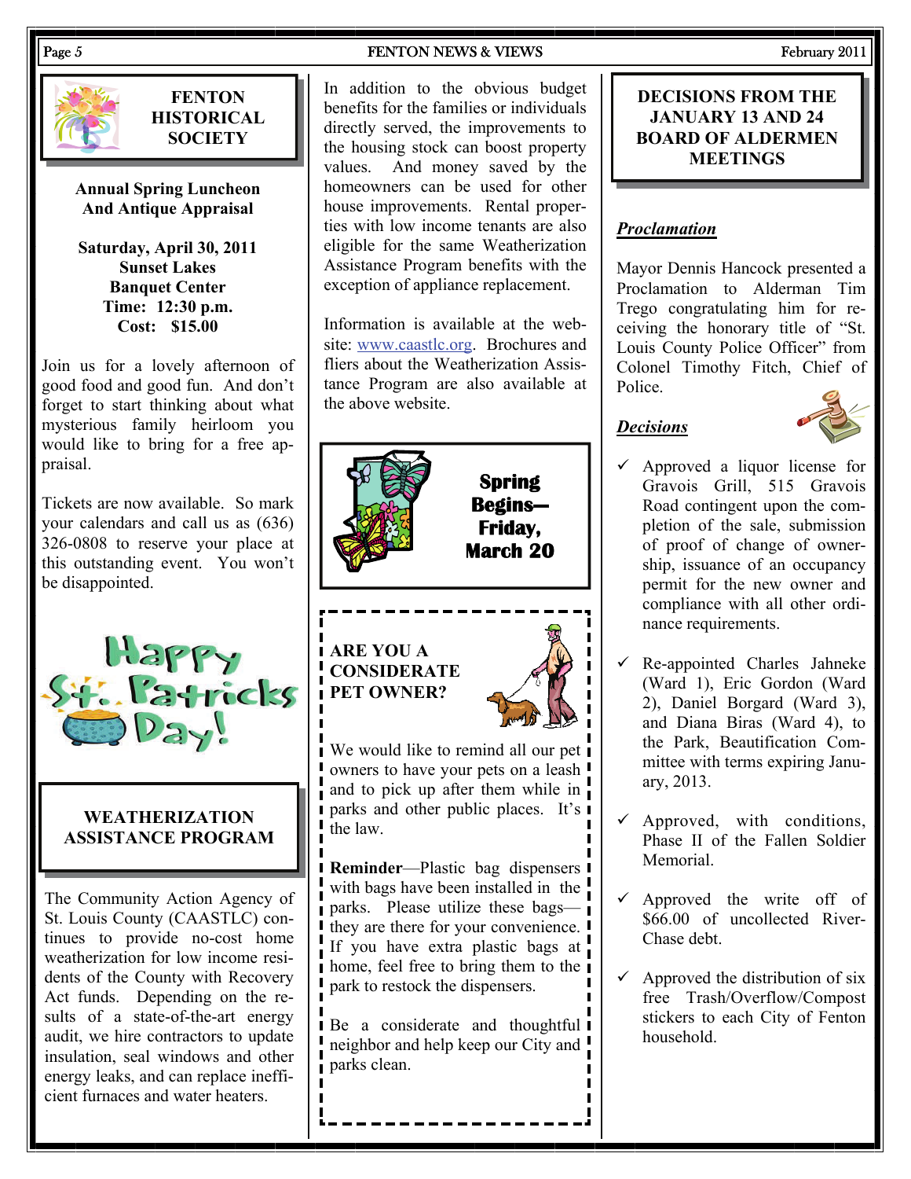## FENTON HISTORICAL SOCIETY

**Annual Spring Luncheon**
**And Antique Appraisal**

**Saturday, April 30, 2011**
**Sunset Lakes**
**Banquet Center**
**Time: 12:30 p.m.**
**Cost: $15.00**

Join us for a lovely afternoon of good food and good fun. And don't forget to start thinking about what mysterious family heirloom you would like to bring for a free appraisal.

Tickets are now available. So mark your calendars and call us as (636) 326-0808 to reserve your place at this outstanding event. You won't be disappointed.

Happy St. Patricks Day!

## WEATHERIZATION ASSISTANCE PROGRAM

The Community Action Agency of St. Louis County (CAASTLC) continues to provide no-cost home weatherization for low income residents of the County with Recovery Act funds. Depending on the results of a state-of-the-art energy audit, we hire contractors to update insulation, seal windows and other energy leaks, and can replace inefficient furnaces and water heaters.

In addition to the obvious budget benefits for the families or individuals directly served, the improvements to the housing stock can boost property values. And money saved by the homeowners can be used for other house improvements. Rental properties with low income tenants are also eligible for the same Weatherization Assistance Program benefits with the exception of appliance replacement.

Information is available at the website: www.caastlc.org. Brochures and fliers about the Weatherization Assistance Program are also available at the above website.

**Spring Begins— Friday, March 20**

## ARE YOU A CONSIDERATE PET OWNER?

We would like to remind all our pet owners to have your pets on a leash and to pick up after them while in parks and other public places. It's the law.

**Reminder**—Plastic bag dispensers with bags have been installed in the parks. Please utilize these bags—they are there for your convenience. If you have extra plastic bags at home, feel free to bring them to the park to restock the dispensers.

Be a considerate and thoughtful neighbor and help keep our City and parks clean.

## DECISIONS FROM THE JANUARY 13 AND 24 BOARD OF ALDERMEN MEETINGS

### *Proclamation*

Mayor Dennis Hancock presented a Proclamation to Alderman Tim Trego congratulating him for receiving the honorary title of "St. Louis County Police Officer" from Colonel Timothy Fitch, Chief of Police.

### *Decisions*

- ✓ Approved a liquor license for Gravois Grill, 515 Gravois Road contingent upon the completion of the sale, submission of proof of change of ownership, issuance of an occupancy permit for the new owner and compliance with all other ordinance requirements.
- ✓ Re-appointed Charles Jahneke (Ward 1), Eric Gordon (Ward 2), Daniel Borgard (Ward 3), and Diana Biras (Ward 4), to the Park, Beautification Committee with terms expiring January, 2013.
- ✓ Approved, with conditions, Phase II of the Fallen Soldier Memorial.
- ✓ Approved the write off of $66.00 of uncollected River-Chase debt.
- ✓ Approved the distribution of six free Trash/Overflow/Compost stickers to each City of Fenton household.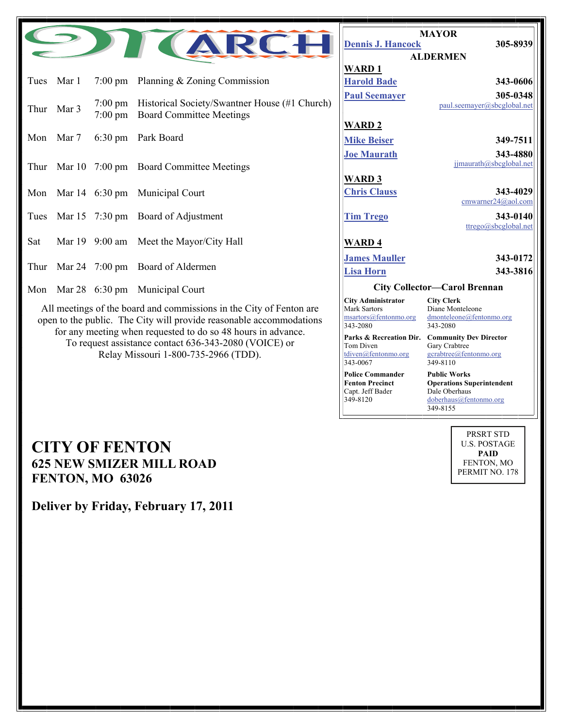# MARCH

| | | | |
|---|---|---|---|
| Tues | Mar 1 | 7:00 pm | Planning & Zoning Commission |
| Thur | Mar 3 | 7:00 pm<br>7:00 pm | Historical Society/Swantner House (#1 Church)<br>Board Committee Meetings |
| Mon | Mar 7 | 6:30 pm | Park Board |
| Thur | Mar 10 | 7:00 pm | Board Committee Meetings |
| Mon | Mar 14 | 6:30 pm | Municipal Court |
| Tues | Mar 15 | 7:30 pm | Board of Adjustment |
| Sat | Mar 19 | 9:00 am | Meet the Mayor/City Hall |
| Thur | Mar 24 | 7:00 pm | Board of Aldermen |
| Mon | Mar 28 | 6:30 pm | Municipal Court |

All meetings of the board and commissions in the City of Fenton are open to the public. The City will provide reasonable accommodations for any meeting when requested to do so 48 hours in advance. To request assistance contact 636-343-2080 (VOICE) or Relay Missouri 1-800-735-2966 (TDD).

**MAYOR**

**Dennis J. Hancock** 305-8939

**ALDERMEN**

**WARD 1**

**Harold Bade** 343-0606

**Paul Seemayer** 305-0348
paul.seemayer@sbcglobal.net

**WARD 2**

**Mike Beiser** 349-7511

**Joe Maurath** 343-4880
jjmaurath@sbcglobal.net

**WARD 3**

**Chris Clauss** 343-4029
cmwarner24@aol.com

**Tim Trego** 343-0140
ttrego@sbcglobal.net

**WARD 4**

**James Mauller** 343-0172

**Lisa Horn** 343-3816

**City Collector—Carol Brennan**

**City Administrator**
Mark Sartors
msartors@fentonmo.org
343-2080

**City Clerk**
Diane Monteleone
dmonteleone@fentonmo.org
343-2080

**Parks & Recreation Dir.**
Tom Diven
tdiven@fentonmo.org
343-0067

**Community Dev Director**
Gary Crabtree
gcrabtree@fentonmo.org
349-8110

**Police Commander Fenton Precinct**
Capt. Jeff Bader
349-8120

**Public Works Operations Superintendent**
Dale Oberhaus
doberhaus@fentonmo.org
349-8155

PRSRT STD
U.S. POSTAGE
**PAID**
FENTON, MO
PERMIT NO. 178

## CITY OF FENTON
## 625 NEW SMIZER MILL ROAD
## FENTON, MO 63026

**Deliver by Friday, February 17, 2011**